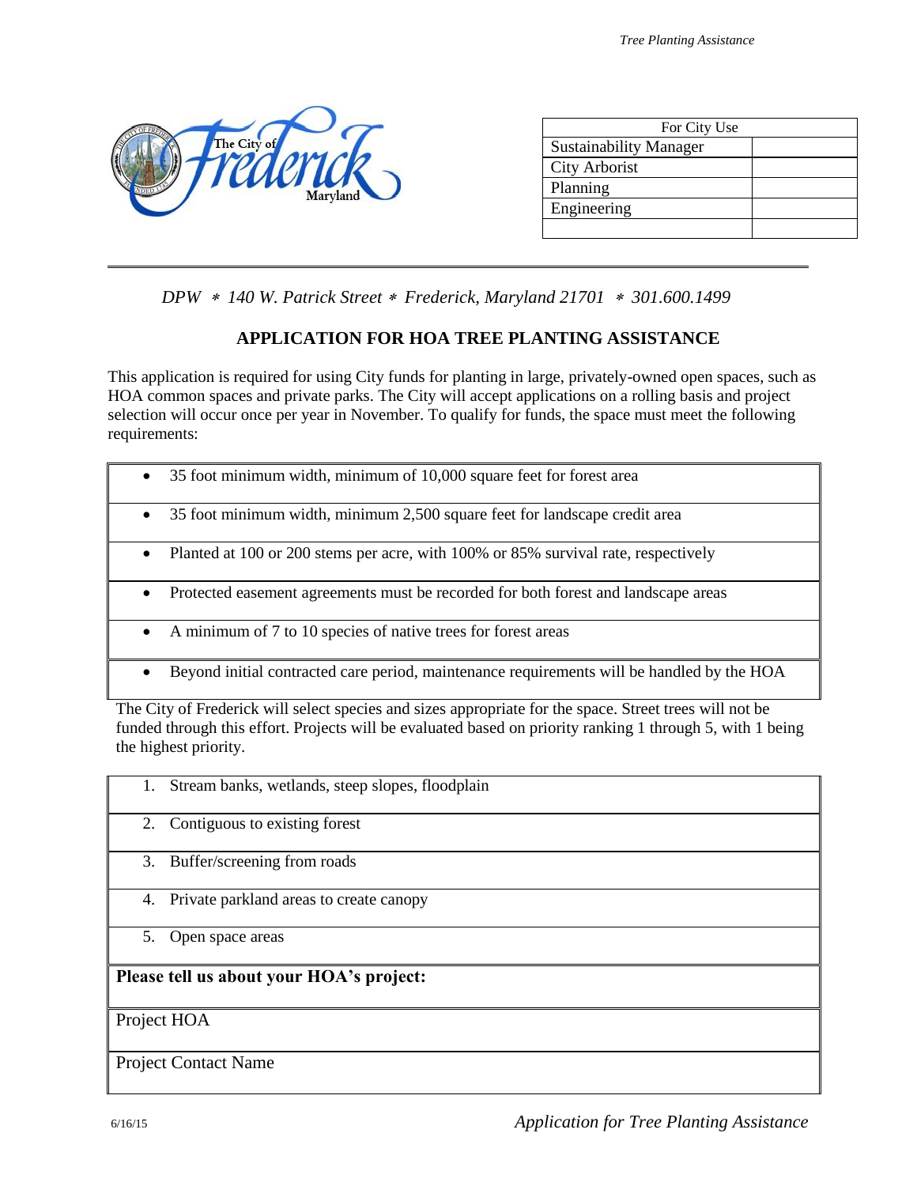| For City Use | |
|---|---|
| Sustainability Manager | |
| City Arborist | |
| Planning | |
| Engineering | |
| | |

*DPW ∗ 140 W. Patrick Street ∗ Frederick, Maryland 21701 ∗ 301.600.1499*

## APPLICATION FOR HOA TREE PLANTING ASSISTANCE

This application is required for using City funds for planting in large, privately-owned open spaces, such as HOA common spaces and private parks. The City will accept applications on a rolling basis and project selection will occur once per year in November. To qualify for funds, the space must meet the following requirements:

- 35 foot minimum width, minimum of 10,000 square feet for forest area
- 35 foot minimum width, minimum 2,500 square feet for landscape credit area
- Planted at 100 or 200 stems per acre, with 100% or 85% survival rate, respectively
- Protected easement agreements must be recorded for both forest and landscape areas
- A minimum of 7 to 10 species of native trees for forest areas
- Beyond initial contracted care period, maintenance requirements will be handled by the HOA

The City of Frederick will select species and sizes appropriate for the space. Street trees will not be funded through this effort. Projects will be evaluated based on priority ranking 1 through 5, with 1 being the highest priority.

1. Stream banks, wetlands, steep slopes, floodplain
2. Contiguous to existing forest
3. Buffer/screening from roads
4. Private parkland areas to create canopy
5. Open space areas

**Please tell us about your HOA's project:**

| Project HOA | |
|---|---|
| Project Contact Name | |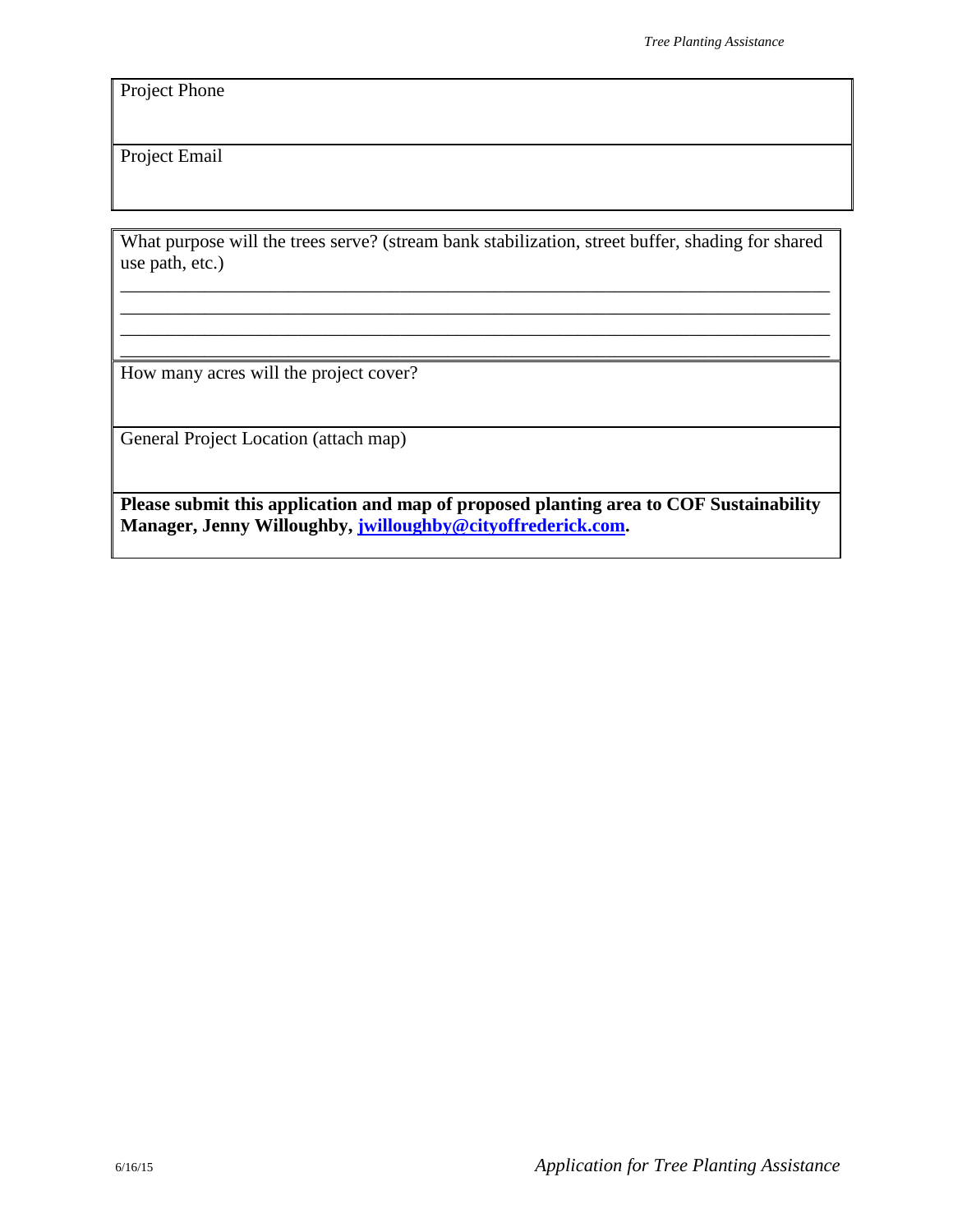| |
|---|
| Project Phone |
| Project Email |

What purpose will the trees serve? (stream bank stabilization, street buffer, shading for shared use path, etc.)

____________________________________________________________________________
____________________________________________________________________________
____________________________________________________________________________
____________________________________________________________________________

How many acres will the project cover?

General Project Location (attach map)

**Please submit this application and map of proposed planting area to COF Sustainability Manager, Jenny Willoughby, [jwilloughby@cityoffrederick.com](mailto:jwilloughby@cityoffrederick.com).**